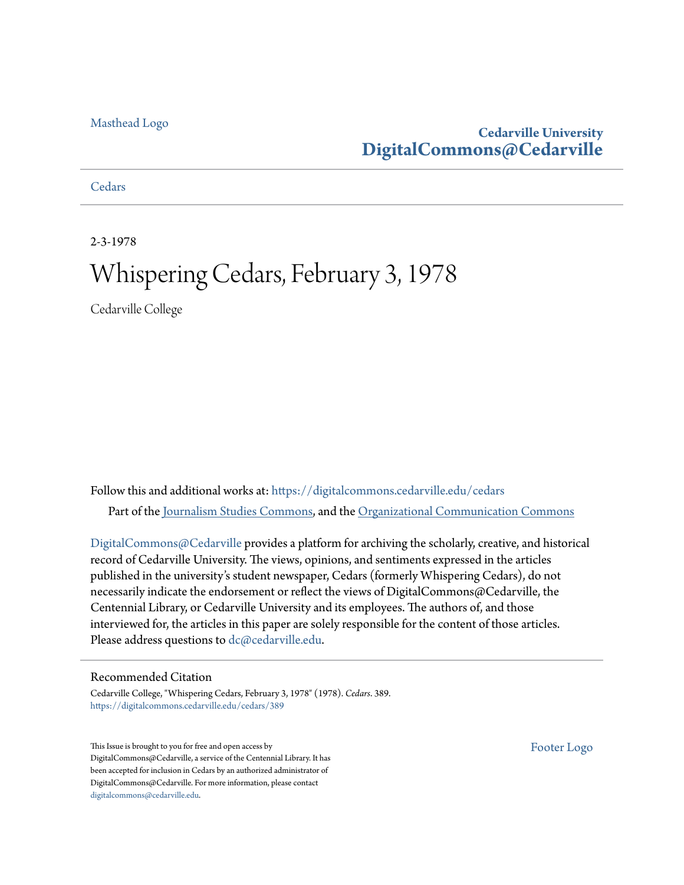Masthead Logo

**Cedarville University**
**DigitalCommons@Cedarville**

Cedars

2-3-1978

# Whispering Cedars, February 3, 1978

Cedarville College

Follow this and additional works at: https://digitalcommons.cedarville.edu/cedars

Part of the Journalism Studies Commons, and the Organizational Communication Commons

DigitalCommons@Cedarville provides a platform for archiving the scholarly, creative, and historical record of Cedarville University. The views, opinions, and sentiments expressed in the articles published in the university's student newspaper, Cedars (formerly Whispering Cedars), do not necessarily indicate the endorsement or reflect the views of DigitalCommons@Cedarville, the Centennial Library, or Cedarville University and its employees. The authors of, and those interviewed for, the articles in this paper are solely responsible for the content of those articles. Please address questions to dc@cedarville.edu.

## Recommended Citation

Cedarville College, "Whispering Cedars, February 3, 1978" (1978). *Cedars*. 389.
https://digitalcommons.cedarville.edu/cedars/389

This Issue is brought to you for free and open access by DigitalCommons@Cedarville, a service of the Centennial Library. It has been accepted for inclusion in Cedars by an authorized administrator of DigitalCommons@Cedarville. For more information, please contact digitalcommons@cedarville.edu.

Footer Logo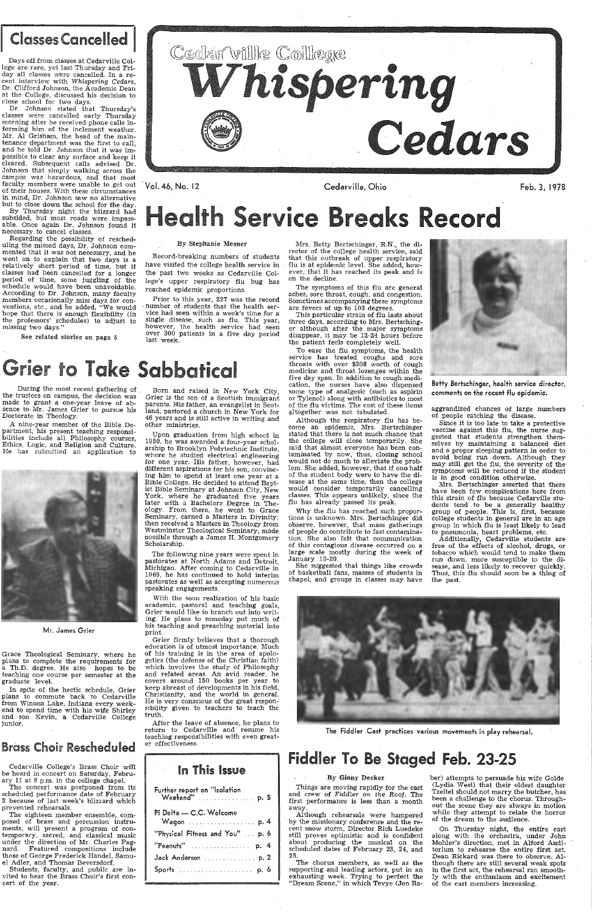# Cedarville College Whispering Cedars

Vol. 46, No. 12 — Cedarville, Ohio — Feb. 3, 1978

## Classes Cancelled

Days off from classes at Cedarville College are rare, yet last Thursday and Friday all classes were cancelled. In a recent interview with *Whispering Cedars*, Dr. Clifford Johnson, the Academic Dean at the College, discussed his decision to close school for two days.

Dr. Johnson stated that Thursday's classes were cancelled early Thursday morning after he received phone calls informing him of the inclement weather. Mr. Al Grisham, the head of the maintenance department was the first to call, and he told Dr. Johnson that it was impossible to clear any surface and keep it cleared. Subsequent calls advised Dr. Johnson that simply walking across the campus was hazardous, and that most faculty members were unable to get out of their houses. With these circumstances in mind, Dr. Johnson saw no alternative but to close down the school for the day.

By Thursday night the blizzard had subsided, but most roads were impassable. Once again Dr. Johnson found it necessary to cancel classes.

Regarding the possibility of rescheduling the missed days, Dr. Johnson commented that it was not necessary, and he went on to explain that two days is a relatively short period of time, but if classes had been cancelled for a longer period of time, some juggling of the schedule would have been unavoidable. According to Dr. Johnson, many faculty members occasionally miss days for conventions, etc., and he added, "We would hope that there is enough flexibility (in the professors' schedules) to adjust to missing two days."

See related stories on page 5

# Health Service Breaks Record

By Stephanie Mesner

Record-breaking numbers of students have visited the college health service in the past two weeks as Cedarville College's upper respiratory flu bug has reached epidemic proportions.

Prior to this year, 227 was the record number of students that the health service had seen within a week's time for a single disease, such as flu. This year, however, the health service had seen over 300 patients in a five day period last week.

Mrs. Betty Bertschinger, R.N., the director of the college health service, said that this outbreak of upper respiratory flu is at epidemic level. She added, however, that it has reached its peak and is on the decline.

The symptoms of this flu are general aches, sore throat, cough, and congestion. Sometimes accompanying these symptoms are fevers of up to 103 degrees.

This particular strain of flu lasts about three days, according to Mrs. Bertschinger although after the major symptoms disappear, it may be 12-24 hours before the patient feels completely well.

To ease the flu symptoms, the health service has treated coughs and sore throats with over $208 worth of cough medicine and throat lozenges within the five day span. In addition to cough medication, the nurses have also dispensed some type of analgesic (such as aspirin or Tylenol) along with antibiotics to most of the flu victims. The cost of these items altogether was not tabulated.

Although the respiratory flu has become an epidemic, Mrs. Bertschinger stated that there is not much chance that the college will close temporarily. She said that almost everyone has been contaminated by now, thus, closing school would not do much to alleviate the problem. She added, however, that if one half of the student body were to have the disease at the same time, then the college would consider temporarily cancelling classes. This appears unlikely, since the flu has already passed its peak.

Why the flu has reached such proportions is unknown. Mrs. Bertschinger did observe, however, that mass gatherings of people do contribute to fast contamination. She also felt that communication of this contagious disease occurred on a large scale mostly during the week of January 15-20.

She suggested that things like crowds of basketball fans, masses of students in chapel, and groups in classes may have aggrandized chances of large numbers of people catching the disease.

Since it is too late to take a protective vaccine against this flu, the nurse suggested that students strengthen themselves by maintaining a balanced diet and a proper sleeping pattern in order to avoid being run down. Although they may still get the flu, the severity of the symptoms will be reduced if the student is in good condition otherwise.

Mrs. Bertschinger asserted that there have been few complications here from this strain of flu because Cedarville students tend to be a generally healthy group of people. This is, first, because college students in general are in an age group in which flu is least likely to lead to pneumonia, heart problems, etc.

Additionally, Cedarville students are free of the effects of alcohol, drugs, or tobacco which would tend to make them run down, more susceptible to the disease, and less likely to recover quickly. Thus, this flu should soon be a thing of the past.

Betty Bertschinger, health service director, comments on the recent flu epidemic.

# Grier to Take Sabbatical

During the most recent gathering of the trustees on campus, the decision was made to grant a one-year leave of absence to Mr. James Grier to pursue his Doctorate in Theology.

A nine-year member of the Bible Department, his present teaching responsibilities include all Philosophy courses, Ethics, Logic, and Religion and Culture. He has submitted an application to Grace Theological Seminary, where he plans to complete the requirements for a Th.D. degree. He also hopes to be teaching one course per semester at the graduate level.

Mr. James Grier

In spite of the hectic schedule, Grier plans to commute back to Cedarville from Winona Lake, Indiana every weekend to spend time with his wife Shirley and son Kevin, a Cedarville College junior.

Born and raised in New York City, Grier is the son of a Scottish immigrant parents. His father, an evangelist in Scotland, began a church in New York for 46 years and is still active in writing and other ministries.

Upon graduation from high school in 1950, he was awarded a four-year scholarship to Brooklyn Polytechnic Institute, where he studied electrical engineering for one year. His father, however, had different aspirations for his son, convincing him to spend at least one year at a Bible College. He decided to attend Baptist Bible Seminary at Johnson City, New York, where he graduated five years later with a Bachelors Degree in Theology. From there, he went to Grace Seminary, earned a Masters in Divinity; then received a Masters in Theology from Westminster Theological Seminary, made possible through a James H. Montgomery Scholarship.

The following nine years were spent in pastorates at North Adams and Detroit, Michigan. After coming to Cedarville in 1969, he has continued to hold interim pastorates as well as accepting numerous speaking engagements.

With the soon realization of his basic academic, pastoral and teaching goals, Grier would like to branch out into writing. He plans to someday put much of his teaching and preaching material into print.

Grier firmly believes that a thorough education is of utmost importance. Much of his training is in the area of apologetics (the defense of the Christian faith) which involves the study of Philosophy and related areas. An avid reader, he covers around 150 books per year to keep abreast of developments in his field, Christianity, and the world in general. He is very conscious of the great responsibility given to teachers to teach the truth.

After the leave of absence, he plans to return to Cedarville and resume his teaching responsibilities with even greater effectiveness.

## Brass Choir Rescheduled

Cedarville College's Brass Choir will be heard in concert on Saturday, February 11 at 8 p.m. in the college chapel.

The concert was postponed from its scheduled performance date of February 3 because of last week's blizzard which prevented rehearsals.

The eighteen member ensemble, composed of brass and percussion instruments, will present a program of contemporary, sacred, and classical music under the direction of Mr. Charles Pagnard. Featured compositions include those of George Frederick Handel, Samuel Adler, and Thomas Beversdorf.

Students, faculty, and public are invited to hear the Brass Choir's first concert of the year.

## In This Issue

| | |
|---|---|
| Further report on "Isolation Weekend" | p. 5 |
| Pi Delta — C.C. Welcome Wagon | p. 4 |
| "Physical Fitness and You" | p. 6 |
| "Peanuts" | p. 4 |
| Jack Anderson | p. 2 |
| Sports | p. 6 |

The Fiddler Cast practices various movements in play rehearsal.

# Fiddler To Be Staged Feb. 23-25

By Ginny Decker

Things are moving rapidly for the cast and crew of *Fiddler on the Roof*. The first performance is less than a month away.

Although rehearsals were hampered by the missionary conference and the recent snow storm, Director Rich Luedeke still proves optimistic and is confident about producing the musical on the scheduled dates of February 23, 24, and 25.

The chorus members, as well as the supporting and leading actors, put in an exhausting week. Trying to perfect the "Dream Scene," in which Tevye (Jon Raber) attempts to persuade his wife Golde (Lydia West) that their oldest daughter Tzeitel should not marry the butcher, has been a challenge to the chorus. Throughout the scene they are always in motion while they attempt to relate the horror of the dream to the audience.

On Thursday night, the entire cast along with the orchestra, under John Mohler's direction, met in Alford Auditorium to rehearse the entire first act. Dean Rickard was there to observe. Although there are still several weak spots in the first act, the rehearsal ran smoothly with the enthusiasm and excitement of the cast members increasing.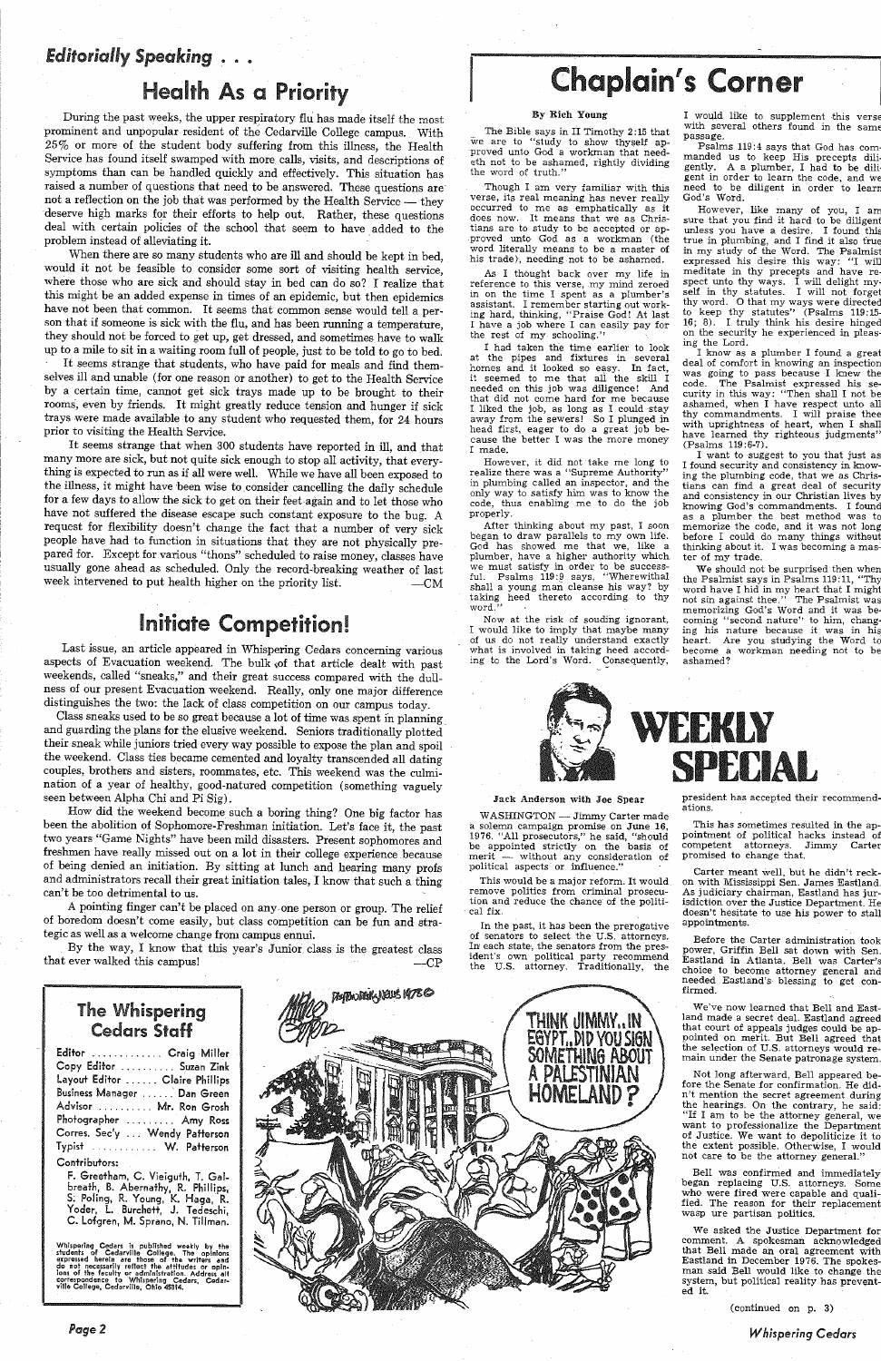## *Editorially Speaking . . .*

# Health As a Priority

During the past weeks, the upper respiratory flu has made itself the most prominent and unpopular resident of the Cedarville College campus. With 25% or more of the student body suffering from this illness, the Health Service has found itself swamped with more calls, visits, and descriptions of symptoms than can be handled quickly and effectively. This situation has raised a number of questions that need to be answered. These questions are not a reflection on the job that was performed by the Health Service — they deserve high marks for their efforts to help out. Rather, these questions deal with certain policies of the school that seem to have added to the problem instead of alleviating it.

When there are so many students who are ill and should be kept in bed, would it not be feasible to consider some sort of visiting health service, where those who are sick and should stay in bed can do so? I realize that this might be an added expense in times of an epidemic, but then epidemics have not been that common. It seems that common sense would tell a person that if someone is sick with the flu, and has been running a temperature, they should not be forced to get up, get dressed, and sometimes have to walk up to a mile to sit in a waiting room full of people, just to be told to go to bed.

It seems strange that students, who have paid for meals and find themselves ill and unable (for one reason or another) to get to the Health Service by a certain time, cannot get sick trays made up to be brought to their rooms, even by friends. It might greatly reduce tension and hunger if sick trays were made available to any student who requested them, for 24 hours prior to visiting the Health Service.

It seems strange that when 300 students have reported in ill, and that many more are sick, but not quite sick enough to stop all activity, that everything is expected to run as if all were well. While we have all been exposed to the illness, it might have been wise to consider cancelling the daily schedule for a few days to allow the sick to get on their feet again and to let those who have not suffered the disease escape such constant exposure to the bug. A request for flexibility doesn't change the fact that a number of very sick people have had to function in situations that they are not physically prepared for. Except for various "thons" scheduled to raise money, classes have usually gone ahead as scheduled. Only the record-breaking weather of last week intervened to put health higher on the priority list. —CM

# Initiate Competition!

Last issue, an article appeared in Whispering Cedars concerning various aspects of Evacuation weekend. The bulk of that article dealt with past weekends, called "sneaks," and their great success compared with the dullness of our present Evacuation weekend. Really, only one major difference distinguishes the two: the lack of class competition on our campus today.

Class sneaks used to be so great because a lot of time was spent in planning and guarding the plans for the elusive weekend. Seniors traditionally plotted their sneak while juniors tried every way possible to expose the plan and spoil the weekend. Class ties became cemented and loyalty transcended all dating couples, brothers and sisters, roommates, etc. This weekend was the culmination of a year of healthy, good-natured competition (something vaguely seen between Alpha Chi and Pi Sig).

How did the weekend become such a boring thing? One big factor has been the abolition of Sophomore-Freshman initiation. Let's face it, the past two years "Game Nights" have been mild disasters. Present sophomores and freshmen have really missed out on a lot in their college experience because of being denied an initiation. By sitting at lunch and hearing many profs and administrators recall their great initiation tales, I know that such a thing can't be too detrimental to us.

A pointing finger can't be placed on any one person or group. The relief of boredom doesn't come easily, but class competition can be fun and strategic as well as a welcome change from campus ennui.

By the way, I know that this year's Junior class is the greatest class that ever walked this campus! —CP

## The Whispering Cedars Staff

Editor ............ Craig Miller
Copy Editor ........ Suzan Zink
Layout Editor ...... Claire Phillips
Business Manager ...... Dan Green
Advisor .......... Mr. Ron Grosh
Photographer ......... Amy Ross
Corres. Sec'y ... Wendy Patterson
Typist ........... W. Patterson

Contributors:
F. Greetham, C. Vieiguth, T. Galbreath, B. Abernathy, R. Phillips, S. Poling, R. Young, K. Haga, R. Yoder, L. Burchett, J. Tedeschi, C. Lofgren, M. Sprano, N. Tillman.

Whispering Cedars is published weekly by the students of Cedarville College. The opinions expressed herein are those of the writers and do not necessarily reflect the attitudes or opinions of the faculty or administration. Address all correspondence to Whispering Cedars, Cedarville College, Cedarville, Ohio 45314.

# Chaplain's Corner

**By Rich Young**

The Bible says in II Timothy 2:15 that we are to "study to show thyself approved unto God a workman that needeth not to be ashamed, rightly dividing the word of truth."

Though I am very familiar with this verse, its real meaning has never really occurred to me as emphatically as it does now. It means that we as Christians are to study to be accepted or approved unto God as a workman (the word literally means to be a master of his trade), needing not to be ashamed.

As I thought back over my life in reference to this verse, my mind zeroed in on the time I spent as a plumber's assistant. I remember starting out working hard, thinking, "Praise God! At last I have a job where I can easily pay for the rest of my schooling."

I had taken the time earlier to look at the pipes and fixtures in several homes and it looked so easy. In fact, it seemed to me that all the skill I needed on this job was diligence! And that did not come hard for me because I liked the job, as long as I could stay away from the sewers! So I plunged in head first, eager to do a great job because the better I was the more money I made.

However, it did not take me long to realize there was a "Supreme Authority" in plumbing called an inspector, and the only way to satisfy him was to know the code, thus enabling me to do the job properly.

After thinking about my past, I soon began to draw parallels to my own life. God has showed me that we, like a plumber, have a higher authority which we must satisfy in order to be successful. Psalms 119:9 says, "Wherewithal shall a young man cleanse his way? by taking heed thereto according to thy word."

Now at the risk of souding ignorant, I would like to imply that maybe many of us do not really understand exactly what is involved in taking heed according to the Lord's Word. Consequently, I would like to supplement this verse with several others found in the same passage.

Psalms 119:4 says that God has commanded us to keep His precepts diligently. A a plumber, I had to be diligent in order to learn the code, and we need to be diligent in order to learn God's Word.

However, like many of you, I am sure that you find it hard to be diligent unless you have a desire. I found this true in plumbing, and I find it also true in my study of the Word. The Psalmist expressed his desire this way: "I will meditate in thy precepts and have respect unto thy ways. I will delight myself in thy statutes: I will not forget thy word. O that my ways were directed to keep thy statutes" (Psalms 119:15-16; 8). I truly think his desire hinged on the security he experienced in pleasing the Lord.

I know as a plumber I found a great deal of comfort in knowing an inspection was going to pass because I knew the code. The Psalmist expressed his security in this way: "Then shall I not be ashamed, when I have respect unto all thy commandments. I will praise thee with uprightness of heart, when I shall have learned thy righteous judgments" (Psalms 119:6-7).

I want to suggest to you that just as I found security and consistency in knowing the plumbing code, that we as Christians can find a great deal of security and consistency in our Christian lives by knowing God's commandments. I found as a plumber the best method was to memorize the code, and it was not long before I could do many things without thinking about it. I was becoming a master of my trade.

We should not be surprised then when the Psalmist says in Psalms 119:11, "Thy word have I hid in my heart that I might not sin against thee." The Psalmist was memorizing God's Word and it was becoming "second nature" to him, changing his nature because it was in his heart. Are you studying the Word to become a workman needing not to be ashamed?

# WEEKLY SPECIAL

**Jack Anderson with Joe Spear**

WASHINGTON — Jimmy Carter made a solemn campaign promise on June 16, 1976. "All prosecutors," he said, "should be appointed strictly on the basis of merit — without any consideration of political aspects or influence."

This would be a major reform. It would remove politics from criminal prosecution and reduce the chance of the political fix.

In the past, it has been the prerogative of senators to select the U.S. attorneys. In each state, the senators from the president's own political party recommend the U.S. attorney. Traditionally, the president has accepted their recommendations.

This has sometimes resulted in the appointment of political hacks instead of competent attorneys. Jimmy Carter promised to change that.

Carter meant well, but he didn't reckon with Mississippi Sen. James Eastland. As judiciary chairman, Eastland has jurisdiction over the Justice Department. He doesn't hesitate to use his power to stall appointments.

Before the Carter administration took power, Griffin Bell sat down with Sen. Eastland in Atlanta. Bell was Carter's choice to become attorney general and needed Eastland's blessing to get confirmed.

We've now learned that Bell and Eastland made a secret deal. Eastland agreed that court of appeals judges could be appointed on merit. But Bell agreed that the selection of U.S. attorneys would remain under the Senate patronage system.

Not long afterward, Bell appeared before the Senate for confirmation. He didn't mention the secret agreement during the hearings. On the contrary, he said: "If I am to be the attorney general, we want to professionalize the Department of Justice. We want to depoliticize it to the extent possible. Otherwise, I would not care to be the attorney general."

Bell was confirmed and immediately began replacing U.S. attorneys. Some who were fired were capable and qualified. The reason for their replacement wasp ure partisan politics.

We asked the Justice Department for comment. A spokesman acknowledged that Bell made an oral agreement with Eastland in December 1976. The spokesman said Bell would like to change the system, but political reality has prevented it.

(continued on p. 3)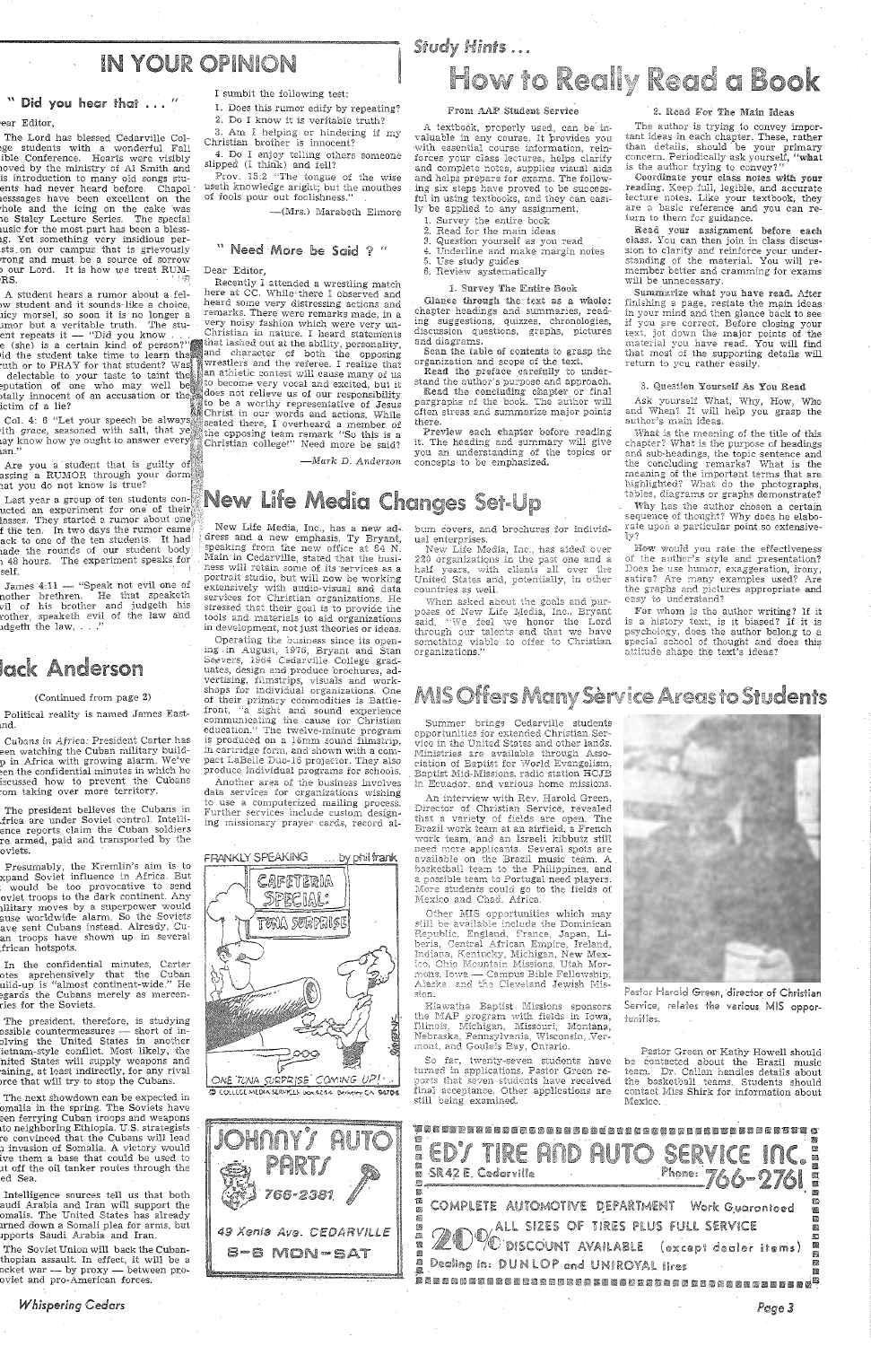# IN YOUR OPINION

## "Did you hear that . . ."

Dear Editor,

The Lord has blessed Cedarville College students with a wonderful Fall Bible Conference. Hearts were visibly moved by the ministry of Al Smith and his introduction to many old songs students had never heard before. Chapel messages have been excellent on the whole and the icing on the cake was the Staley Lecture Series. The special music for the most part has been a blessing. Yet something very insidious persists on our campus that is grievously wrong and must be a source of sorrow to our Lord. It is how we treat RUMORS.

A student hears a rumor about a fellow student and it sounds like a choice, juicy morsel, so soon it is no longer a rumor but a veritable truth. The student repeats it — "Did you know . . . he (she) is a certain kind of person?" Did the student take time to learn the truth or to PRAY for that student? Was it delectable to your taste to taint the reputation of one who may well be totally innocent of an accusation or the victim of a lie?

Col. 4: 6 "Let your speech be always with grace, seasoned with salt, that ye may know how ye ought to answer every man."

Are you a student that is guilty of passing a RUMOR through your dorm that you do not know is true?

Last year a group of ten students conducted an experiment for one of their classes. They started a rumor about one of the ten. In two days the rumor came back to one of the ten students. It had made the rounds of our student body in 48 hours. The experiment speaks for itself.

James 4:11 — "Speak not evil one of another brethren. He that speaketh evil of his brother and judgeth his brother, speaketh evil of the law and judgeth the law, . . ."

I sumbit the following test:

1. Does this rumor edify by repeating?
2. Do I know it is verifiable truth?
3. Am I helping or hindering if my Christian brother is innocent?
4. Do I enjoy telling others someone slipped (I think) and fell?

Prov. 15:2 "The tongue of the wise useth knowledge aright; but the mouths of fools pour out foolishness."

—(Mrs.) Marabeth Elmore

## "Need More be Said ?"

Dear Editor,

Recently I attended a wrestling match here at CC. While there I observed and heard some very distressing actions and remarks. There were remarks made, in a very noisy fashion which were very un-Christian in nature. I heard statements that lashed out at the ability, personality, and character of both the opposing wrestlers and the referee. I realize that an athletic contest will cause many of us to become very vocal and excited, but it does not relieve us of our responsibility to be a worthy representative of Jesus Christ in our words and actions. While seated there, I overheard a member of the opposing team remark "So this is a Christian college!" Need more be said?

—Mark D. Anderson

# Jack Anderson

(Continued from page 2)

Political reality is named James Eastland.

*Cubans in Africa:* President Carter has been watching the Cuban military buildup in Africa with growing alarm. We've seen the confidential minutes in which he discussed how to prevent the Cubans from taking over more territory.

The president believes the Cubans in Africa are under Soviet control. Intelligence reports claim the Cuban soldiers are armed, paid and transported by the Soviets.

Presumably, the Kremlin's aim is to expand Soviet influence in Africa. But it would be too provocative to send Soviet troops to the dark continent. Any military moves by a superpower would cause worldwide alarm. So the Soviets have sent Cubans instead. Already, Cuban troops have shown up in several African hotspots.

In the confidential minutes, Carter notes apprehensively that the Cuban build-up is "almost continent-wide." He regards the Cubans merely as mercenaries for the Soviets.

The president, therefore, is studying possible countermeasures — short of involving the United States in another Vietnam-style conflict. Most likely, the United States will supply weapons and training, at least indirectly, for any rival force that will try to stop the Cubans.

The next showdown can be expected in Somalia in the spring. The Soviets have been ferrying Cuban troops and weapons into neighboring Ethiopia. U.S. strategists are convinced that the Cubans will lead an invasion of Somalia. A victory would give them a base that could be used to cut off the oil tanker routes through the Red Sea.

Intelligence sources tell us that both Saudi Arabia and Iran will support the Somalis. The United States has already turned down a Somali plea for arms, but supports Saudi Arabia and Iran.

The Soviet Union will back the Cuban-Ethiopian assault. In effect, it will be a pocket war — by proxy — between pro-Soviet and pro-American forces.

*Study Hints . . .*

# How to Really Read a Book

From AAP Student Service

A textbook, properly used, can be invaluable in any course. It provides you with essential course information, reinforces your class lectures, helps clarify and complete notes, supplies visual aids and helps prepare for exams. The following six steps have proved to be successful in using textbooks, and they can easily be applied to any assignment.

1. Survey the entire book
2. Read for the main ideas
3. Question yourself as you read
4. Underline and make margin notes
5. Use study guides
6. Review systematically

### 1. Survey The Entire Book

**Glance through the text as a whole:** chapter headings and summaries, reading suggestions, quizzes, chronologies, discussion questions, graphs, pictures and diagrams.

**Scan the table of contents** to grasp the organization and scope of the text.

**Read the preface** carefully to understand the author's purpose and approach.

**Read the concluding chapter** or final paragraphs of the book. The author will often stress and summarize major points there.

**Preview each chapter** before reading it. The heading and summary will give you an understanding of the topics or concepts to be emphasized.

### 2. Read For the Main Ideas

The author is trying to convey important ideas in each chapter. These, rather than details, should be your primary concern. Periodically ask yourself, "**what** is the author trying to convey?"

**Coordinate your class notes with your reading.** Keep full, legible, and accurate lecture notes. Like your textbook, they are a basic reference and you can return to them for guidance.

**Read your assignment before each class.** You can then join in class discussion to clarify and reinforce your understanding of the material. You will remember better and cramming for exams will be unnecessary.

**Summarize what you have read.** After finishing a page, restate the main ideas in your mind and then glance back to see if you are correct. Before closing your text, jot down the major points of the material you have read. You will find that most of the supporting details will return to you rather easily.

### 3. Question Yourself As You Read

Ask yourself What, Why, How, Who and When? It will help you grasp the author's main ideas.

**What** is the meaning of the title of this chapter? What is the purpose of headings and sub-headings, the topic sentence and the concluding remarks? What is the meaning of the important terms that are highlighted? What do the photographs, tables, diagrams or graphs demonstrate?

**Why** has the author chosen a certain sequence of thought? Why does he elaborate upon a particular point so extensively?

**How** would you rate the effectiveness of the author's style and presentation? Does he use humor, exaggeration, irony, satire? Are many examples used? Are the graphs and pictures appropriate and easy to understand?

**For whom** is the author writing? If it is a history text, is it biased? If it is psychology, does the author belong to a special school of thought and does this attitude shape the text's ideas?

# New Life Media Changes Set-Up

New Life Media, Inc., has a new address and a new emphasis. Ty Bryant, speaking from the new office at 64 N. Main in Cedarville, stated that the business will retain some of its services as a portrait studio, but will now be working extensively with audio-visual and data services for Christian organizations. He stressed that their goal is to provide the tools and materials to aid organizations in development, not just theories or ideas.

Operating the business since its opening in August, 1976, Bryant and Stan Seevers, 1964 Cedarville College graduates, design and produce brochures, advertising, filmstrips, visuals and workshops for individual organizations. One of their primary commodities is Battlefront, "a sight and sound experience communicating the cause for Christian education." The twelve-minute program is produced on a 16mm sound filmstrip, in cartridge form, and shown with a compact LaBelle Duo-16 projector. They also produce individual programs for schools.

Another area of the business involves data services for organizations wishing to use a computerized mailing process. Further services include custom designing missionary prayer cards, record album covers, and brochures for individual enterprises.

New Life Media, Inc., has aided over 220 organizations in the past one and a half years, with clients all over the United States and, potentially, in other countries as well.

When asked about the goals and purposes of New Life Media, Inc., Bryant said, "We feel we honor the Lord through our talents and that we have something viable to offer to Christian organizations."

FRANKLY SPEAKING . . . by phil frank

ONE TUNA SURPRISE COMING UP! . .

© COLLEGE MEDIA SERVICES box 4244 Berkeley CA 94704

# MIS Offers Many Service Areas to Students

Summer brings Cedarville students opportunities for extended Christian Service in the United States and other lands. Ministries are available through Association of Baptist for World Evangelism, Baptist Mid-Missions, radio station HCJB in Ecuador, and various home missions.

An interview with Rev. Harold Green, Director of Christian Service, revealed that a variety of fields are open. The Brazil work team at an airfield, a French work team, and an Israeli kibbutz still need more applicants. Several spots are available on the Brazil music team. A basketball team to the Philippines, and a possible team to Portugal need players. More students could go to the fields of Mexico and Chad, Africa.

Other MIS opportunities which may still be available include the Dominican Republic, England, France, Japan, Liberia, Central African Empire, Ireland, Indiana, Kentucky, Michigan, New Mexico, Ohio Mountain Missions, Utah Mormons, Iowa — Campus Bible Fellowship, Alaska, and the Cleveland Jewish Mission.

Hiawatha Baptist Missions sponsors the MAP program with fields in Iowa, Illinois, Michigan, Missouri, Montana, Nebraska, Pennsylvania, Wisconsin, Vermont, and Goulais Bay, Ontario.

So far, twenty-seven students have turned in applications. Pastor Green reports that seven students have received final acceptance. Other applications are still being examined.

Pastor Harold Green, director of Christian Service, relates the various MIS opportunities.

Pastor Green or Kathy Howell should be contacted about the Brazil music team. Dr. Callan handles details about the basketball team. Students should contact Miss Shirk for information about Mexico.

JOHNNY'S AUTO PARTS
766-2381
49 Xenia Ave. CEDARVILLE
8-6 MON-SAT

ED'S TIRE AND AUTO SERVICE INC.
SR 42 E. Cedarville Phone: 766-2761
COMPLETE AUTOMOTIVE DEPARTMENT Work Guaranteed
ALL SIZES OF TIRES PLUS FULL SERVICE
20% DISCOUNT AVAILABLE (except dealer items)
Dealing in: DUNLOP and UNIROYAL tires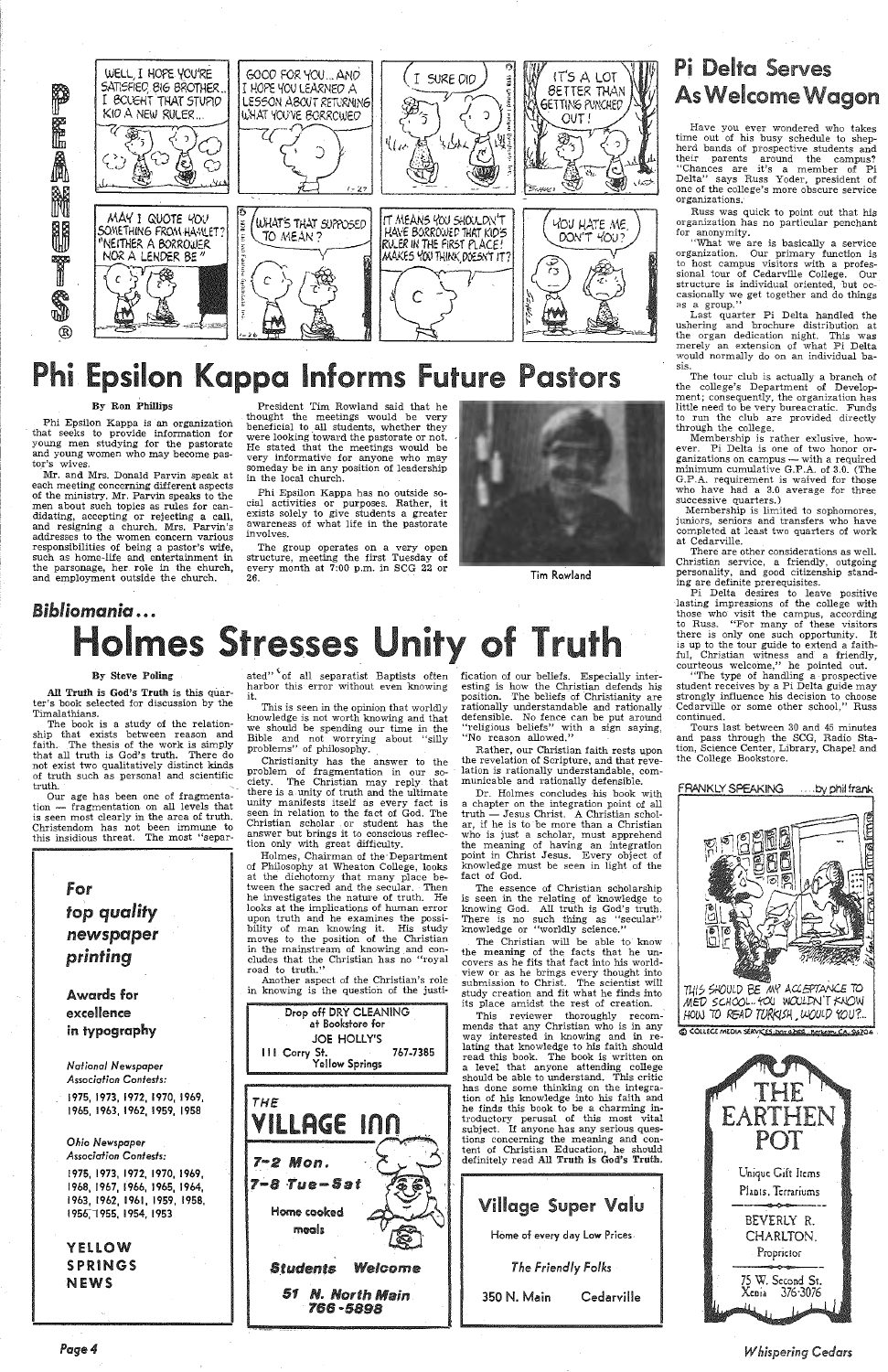# Pi Delta Serves As Welcome Wagon

Have you ever wondered who takes time out of his busy schedule to shepherd bands of prospective students and their parents around the campus? "Chances are it's a member of Pi Delta" says Russ Yoder, president of one of the college's more obscure service organizations.

Russ was quick to point out that his organization has no particular penchant for anonymity.

"What we are is basically a service organization. Our primary function is to host campus visitors with a professional tour of Cedarville College. Our structure is individual oriented, but occasionally we get together and do things as a group."

Last quarter Pi Delta handled the ushering and brochure distribution at the organ dedication night. This was merely an extension of what Pi Delta would normally do on an individual basis.

The tour club is actually a branch of the college's Department of Development; consequently, the organization has little need to be very bureacratic. Funds to run the club are provided directly through the college.

Membership is rather exlusive, however. Pi Delta is one of two honor organizations on campus — with a required minimum cumulative G.P.A. of 3.0. (The G.P.A. requirement is waived for those who have had a 3.0 average for three successive quarters.)

Membership is limited to sophomores, juniors, seniors and transfers who have completed at least two quarters of work at Cedarville.

There are other considerations as well. Christian service, a friendly, outgoing personality, and good citizenship standing are definite prerequisites.

Pi Delta desires to leave positive lasting impressions of the college with those who visit the campus, according to Russ. "For many of these visitors there is only one such opportunity. It is up to the tour guide to extend a faithful, Christian witness and a friendly, courteous welcome," he pointed out.

"The type of handling a prospective student receives by a Pi Delta guide may strongly influence his decision to choose Cedarville or some other school," Russ continued.

Tours last between 30 and 45 minutes and pass through the SCG, Radio Station, Science Center, Library, Chapel and the College Bookstore.

# Phi Epsilon Kappa Informs Future Pastors

**By Ron Phillips**

Phi Epsilon Kappa is an organization that seeks to provide information for young men studying for the pastorate and young women who may become pastor's wives.

Mr. and Mrs. Donald Parvin speak at each meeting concerning different aspects of the ministry. Mr. Parvin speaks to the men about such topics as rules for candidating, accepting or rejecting a call, and resigning a church. Mrs. Parvin's addresses to the women concern various responsibilities of being a pastor's wife, such as home-life and entertainment in the parsonage, her role in the church, and employment outside the church.

President Tim Rowland said that he thought the meetings would be very beneficial to all students, whether they were looking toward the pastorate or not. He stated that the meetings would be very informative for anyone who may someday be in any position of leadership in the local church.

Phi Epsilon Kappa has no outside social activities or purposes. Rather, it exists solely to give students a greater awareness of what life in the pastorate involves.

The group operates on a very open structure, meeting the first Tuesday of every month at 7:00 p.m. in SCG 22 or 26.

Tim Rowland

## *Bibliomania...*

# Holmes Stresses Unity of Truth

**By Steve Poling**

**All Truth is God's Truth** is this quarter's book selected for discussion by the Timalathians.

The book is a study of the relationship that exists between reason and faith. The thesis of the work is simply that all truth is God's truth. There do not exist two qualitatively distinct kinds of truth such as personal and scientific truth.

Our age has been one of fragmentation — fragmentation on all levels that is seen most clearly in the area of truth. Christendom has not been immune to this insidious threat. The most "separated" of all separatist Baptists often harbor this error without even knowing it.

This is seen in the opinion that worldly knowledge is not worth knowing and that we should be spending our time in the Bible and not worrying about "silly problems" of philosophy.

Christianity has the answer to the problem of fragmentation in our society. The Christian may reply that there is a unity of truth and the ultimate unity manifests itself as every fact is seen in relation to the fact of God. The Christian scholar or student has the answer but brings it to conscious reflection only with great difficulty.

Holmes, Chairman of the Department of Philosophy at Wheaton College, looks at the dichotomy that many place between the sacred and the secular. Then he investigates the nature of truth. He looks at the implications of human error upon truth and he examines the possibility of man knowing it. His study moves to the position of the Christian in the mainstream of knowing and concludes that the Christian has no "royal road to truth."

Another aspect of the Christian's role in knowing is the question of the justification of our beliefs. Especially interesting is how the Christian defends his position. The beliefs of Christianity are rationally understandable and rationally defensible. No fence can be put around "religious beliefs" with a sign saying, "No reason allowed."

Rather, our Christian faith rests upon the revelation of Scripture, and that revelation is rationally understandable, communicable and rationally defensible.

Dr. Holmes concludes his book with a chapter on the integration point of all truth — Jesus Christ. A Christian scholar, if he is to be more than a Christian who is just a scholar, must apprehend the meaning of having an integration point in Christ Jesus. Every object of knowledge must be seen in light of the fact of God.

The essence of Christian scholarship is seen in the relating of knowledge to knowing God. All truth is God's truth. There is no such thing as "secular" knowledge or "worldly science."

The Christian will be able to know the **meaning** of the facts that he uncovers as he fits that fact into his worldview or as he brings every thought into submission to Christ. The scientist will study creation and fit what he finds into its place amidst the rest of creation.

This reviewer thoroughly recommends that any Christian who is in any way interested in knowing and in relating that knowledge to his faith should read this book. The book is written on a level that anyone attending college should be able to understand. This critic has done some thinking on the integration of his knowledge into his faith and he finds this book to be a charming introductory perusal of this most vital subject. If anyone has any serious questions concerning the meaning and content of Christian Education, he should definitely read **All Truth is God's Truth**.

---

*For top quality newspaper printing*

**Awards for excellence in typography**

*National Newspaper Association Contests:*
1975, 1973, 1972, 1970, 1969, 1965, 1963, 1962, 1959, 1958

*Ohio Newspaper Association Contests:*
1975, 1973, 1972, 1970, 1969, 1968, 1967, 1966, 1965, 1964, 1963, 1962, 1961, 1959, 1958, 1956, 1955, 1954, 1953

**YELLOW SPRINGS NEWS**

---

Drop off DRY CLEANING at Bookstore for
JOE HOLLY'S
111 Corry St. 767-7385
Yellow Springs

---

THE VILLAGE INN
7-2 Mon.
7-8 Tue-Sat
Home cooked meals
Students Welcome
51 N. North Main
766-5898

---

**Village Super Valu**
Home of every day Low Prices
*The Friendly Folks*
350 N. Main Cedarville

---

FRANKLY SPEAKING ....by phil frank

THIS SHOULD BE MY ACCEPTANCE TO MED SCHOOL...YOU WOULDN'T KNOW HOW TO READ TURKISH, WOULD YOU?..

© COLLEGE MEDIA SERVICES

---

THE EARTHEN POT
Unique Gift Items
Plants, Terrariums
BEVERLY R. CHARLTON, Proprietor
75 W. Second St.
Xenia 376-3076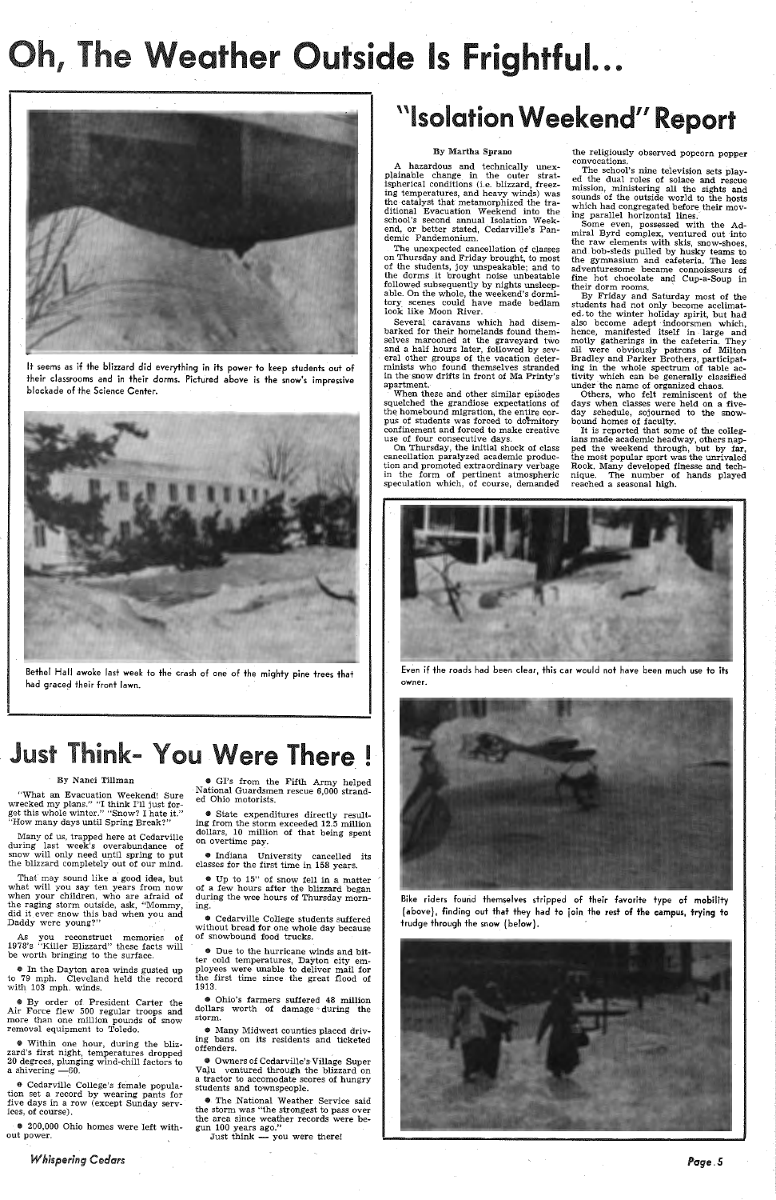# Oh, The Weather Outside Is Frightful...

It seems as if the blizzard did everything in its power to keep students out of their classrooms and in their dorms. Pictured above is the snow's impressive blockade of the Science Center.

Bethel Hall awoke last week to the crash of one of the mighty pine trees that had graced their front lawn.

## "Isolation Weekend" Report

By Martha Sprano

A hazardous and technically unexplainable change in the outer stratispherical conditions (i.e. blizzard, freezing temperatures, and heavy winds) was the catalyst that metamorphized the traditional Evacuation Weekend into the school's second annual Isolation Weekend, or better stated, Cedarville's Pandemic Pandemonium.

The unexpected cancellation of classes on Thursday and Friday brought, to most of the students, joy unspeakable; and to the dorms it brought noise unbeatable followed subsequently by nights unsleepable. On the whole, the weekend's dormitory scenes could have made bedlam look like Moon River.

Several caravans which had disembarked for their homelands found themselves marooned at the graveyard two and a half hours later, followed by several other groups of the vacation determinists who found themselves stranded in the snow drifts in front of Ma Printy's apartment.

When these and other similar episodes squelched the grandiose expectations of the homebound migration, the entire corpus of students was forced to dormitory confinement and forced to make creative use of four consecutive days.

On Thursday, the initial shock of class cancellation paralyzed academic production and promoted extraordinary verbage in the form of pertinent atmospheric speculation which, of course, demanded the religiously observed popcorn popper convocations.

The school's nine television sets played the dual roles of solace and rescue mission, ministering all the sights and sounds of the outside world to the hosts which had congregated before their moving parallel horizontal lines.

Some even, possessed with the Admiral Byrd complex, ventured out into the raw elements with skis, snow-shoes, and bob-sleds pulled by husky teams to the gymnasium and cafeteria. The less adventuresome became connoisseurs of fine hot chocolate and Cup-a-Soup in their dorm rooms.

By Friday and Saturday most of the students had not only become acclimated to the winter holiday spirit, but had also become adept indoorsmen which, hence, manifested itself in large and motly gatherings in the cafeteria. They all were obviously patrons of Milton Bradley and Parker Brothers, participating in the whole spectrum of table activity which can be generally classified under the name of organized chaos.

Others, who felt reminiscent of the days when classes were held on a five-day schedule, sojourned to the snow-bound homes of faculty.

It is reported that some of the collegians made academic headway, others napped the weekend through, but by far, the most popular sport was the unrivaled Rook. Many developed finesse and technique. The number of hands played reached a seasonal high.

Even if the roads had been clear, this car would not have been much use to its owner.

Bike riders found themselves stripped of their favorite type of mobility (above), finding out that they had to join the rest of the campus, trying to trudge through the snow (below).

# Just Think- You Were There !

By Nanci Tillman

"What an Evacuation Weekend! Sure wrecked my plans." "I think I'll just forget this whole winter." "Snow? I hate it." "How many days until Spring Break?"

Many of us, trapped here at Cedarville during last week's overabundance of snow will only need until spring to put the blizzard completely out of our mind.

That may sound like a good idea, but what will you say ten years from now when your children, who are afraid of the raging storm outside, ask, "Mommy, did it ever snow this bad when you and Daddy were young?"

As you reconstruct memories of 1978's "Killer Blizzard" these facts will be worth bringing to the surface.

- In the Dayton area winds gusted up to 79 mph. Cleveland held the record with 103 mph. winds.
- By order of President Carter the Air Force flew 500 regular troops and more than one million pounds of snow removal equipment to Toledo.
- Within one hour, during the blizzard's first night, temperatures dropped 20 degrees, plunging wind-chill factors to a shivering —60.
- Cedarville College's female population set a record by wearing pants for five days in a row (except Sunday services, of course).
- 200,000 Ohio homes were left without power.
- GI's from the Fifth Army helped National Guardsmen rescue 6,000 stranded Ohio motorists.
- State expenditures directly resulting from the storm exceeded 12.5 million dollars, 10 million of that being spent on overtime pay.
- Indiana University cancelled its classes for the first time in 158 years.
- Up to 15" of snow fell in a matter of a few hours after the blizzard began during the wee hours of Thursday morning.
- Cedarville College students suffered without bread for one whole day because of snowbound food trucks.
- Due to the hurricane winds and bitter cold temperatures, Dayton city employees were unable to deliver mail for the first time since the great flood of 1913.
- Ohio's farmers suffered 48 million dollars worth of damage during the storm.
- Many Midwest counties placed driving bans on its residents and ticketed offenders.
- Owners of Cedarville's Village Super Valu ventured through the blizzard on a tractor to accomodate scores of hungry students and townspeople.
- The National Weather Service said the storm was "the strongest to pass over the area since weather records were begun 100 years ago."

Just think — you were there!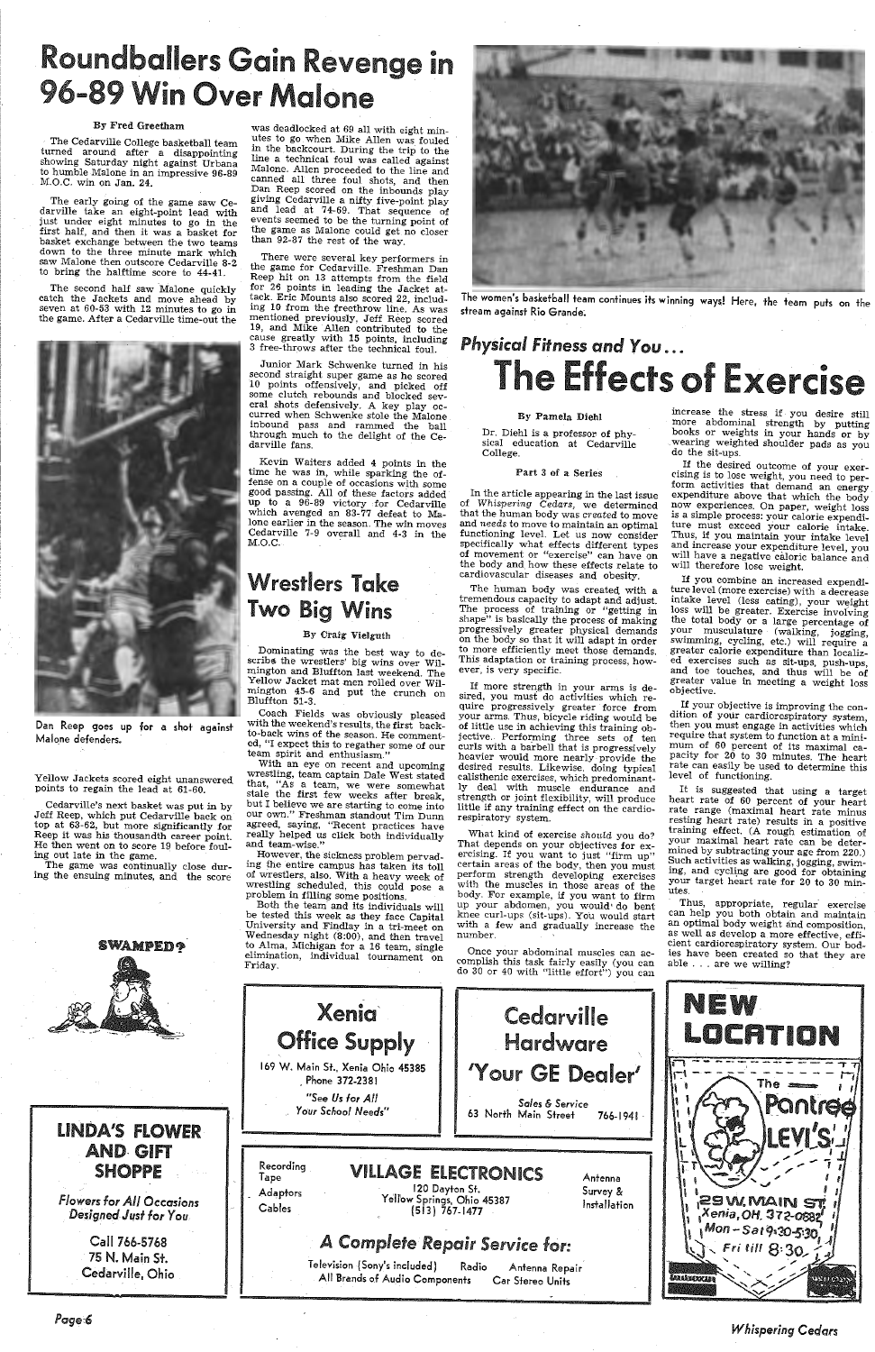# Roundballers Gain Revenge in 96-89 Win Over Malone

By Fred Greetham

The Cedarville College basketball team turned around after a disappointing showing Saturday night against Urbana to humble Malone in an impressive 96-89 M.O.C. win on Jan. 24.

The early going of the game saw Cedarville take an eight-point lead with just under eight minutes to go in the first half, and then it was a basket for basket exchange between the two teams down to the three minute mark which saw Malone then outscore Cedarville 8-2 to bring the halftime score to 44-41.

The second half saw Malone quickly catch the Jackets and move ahead by seven at 60-53 with 12 minutes to go in the game. After a Cedarville time-out the Yellow Jackets scored eight unanswered points to regain the lead at 61-60.

Cedarville's next basket was put in by Jeff Reep, which put Cedarville back on top at 63-62, but more significantly for Reep it was his thousandth career point. He then went on to score 19 before fouling out late in the game.

The game was continually close during the ensuing minutes, and the score was deadlocked at 69 all with eight minutes to go when Mike Allen was fouled in the backcourt. During the trip to the line a technical foul was called against Malone. Allen proceeded to the line and canned all three foul shots, and then Dan Reep scored on the inbounds play giving Cedarville a nifty five-point play and lead at 74-69. That sequence of events seemed to be the turning point of the game as Malone could get no closer than 92-87 the rest of the way.

There were several key performers in the game for Cedarville. Freshman Dan Reep hit on 13 attempts from the field for 26 points in leading the Jacket attack. Eric Mounts also scored 22, including 10 from the freethrow line. As was mentioned previously, Jeff Reep scored 19, and Mike Allen contributed to the cause greatly with 15 points, including 3 free-throws after the technical foul.

Junior Mark Schwenke turned in his second straight super game as he scored 10 points offensively, and picked off some clutch rebounds and blocked several shots defensively. A key play occurred when Schwenke stole the Malone inbound pass and rammed the ball through much to the delight of the Cedarville fans.

Kevin Waiters added 4 points in the time he was in, while sparking the offense on a couple of occasions with some good passing. All of these factors added up to a 96-89 victory for Cedarville which avenged an 83-77 defeat to Malone earlier in the season. The win moves Cedarville 7-9 overall and 4-3 in the M.O.C.

Dan Reep goes up for a shot against Malone defenders.

# Wrestlers Take Two Big Wins

By Craig Vielguth

Dominating was the best way to describe the wrestlers' big wins over Wilmington and Bluffton last weekend. The Yellow Jacket mat men rolled over Wilmington 45-6 and put the crunch on Bluffton 51-3.

Coach Fields was obviously pleased with the weekend's results, the first back-to-back wins of the season. He commented, "I expect this to regather some of our team spirit and enthusiasm."

With an eye on recent and upcoming wrestling, team captain Dale West stated that, "As a team, we were somewhat stale the first few weeks after break, but I believe we are starting to come into our own." Freshman standout Tim Dunn agreed, saying, "Recent practices have really helped us click both individually and team-wise."

However, the sickness problem pervading the entire campus has taken its toll of wrestlers, also. With a heavy week of wrestling scheduled, this could pose a problem in filling some positions.

Both the team and its individuals will be tested this week as they face Capital University and Findlay in a tri-meet on Wednesday night (8:00), and then travel to Alma, Michigan for a 16 team, single elimination, individual tournament on Friday.

SWAMPED?

The women's basketball team continues its winning ways! Here, the team puts on the stream against Rio Grande.

## *Physical Fitness and You...*

# The Effects of Exercise

By Pamela Diehl

Dr. Diehl is a professor of physical education at Cedarville College.

Part 3 of a Series

In the article appearing in the last issue of *Whispering Cedars*, we determined that the human body was *created* to move and *needs* to move to maintain an optimal functioning level. Let us now consider specifically what effects different types of movement or "exercise" can have on the body and how these effects relate to cardiovascular diseases and obesity.

The human body was created with a tremendous capacity to adapt and adjust. The process of training or "getting in shape" is basically the process of making progressively greater physical demands on the body so that it will adapt in order to more efficiently meet those demands. This adaptation or training process, however, is very specific.

If more strength in your arms is desired, you must do activities which require progressively greater force from your arms. Thus, bicycle riding would be of little use in achieving this training objective. Performing three sets of ten curls with a barbell that is progressively heavier would more nearly provide the desired results. Likewise, doing typical calisthenic exercises, which predominantly deal with muscle endurance and strength or joint flexibility, will produce little if any training effect on the cardio-respiratory system.

What kind of exercise *should* you do? That depends on your objectives for exercising. If you want to just "firm up" certain areas of the body, then you must perform strength developing exercises with the muscles in those areas of the body. For example, if you want to firm up your abdomen, you would do bent knee curl-ups (sit-ups). You would start with a few and gradually increase the number.

Once your abdominal muscles can accomplish this task fairly easily (you can do 30 or 40 with "little effort") you can increase the stress if you desire still more abdominal strength by putting books or weights in your hands or by wearing weighted shoulder pads as you do the sit-ups.

If the desired outcome of your exercising is to lose weight, you need to perform activities that demand an energy expenditure above that which the body now experiences. On paper, weight loss is a simple process: your calorie expenditure must exceed your calorie intake. Thus, if you maintain your intake level and increase your expenditure level, you will have a negative calorie balance and will therefore lose weight.

If you combine an increased expenditure level (more exercise) with a decrease intake level (less eating), your weight loss will be greater. Exercise involving the total body or a large percentage of your musculature (walking, jogging, swimming, cycling, etc.) will require a greater calorie expenditure than localized exercises such as sit-ups, push-ups, and toe touches, and thus will be of greater value in meeting a weight loss objective.

If your objective is improving the condition of your cardiorespiratory system, then you must engage in activities which require that system to function at a minimum of 60 percent of its maximal capacity for 20 to 30 minutes. The heart rate can easily be used to determine this level of functioning.

It is suggested that using a target heart rate of 60 percent of your heart rate range (maximal heart rate minus resting heart rate) results in a positive training effect. (A rough estimation of your maximal heart rate can be determined by subtracting your age from 220.) Such activities as walking, jogging, swimming, and cycling are good for obtaining your target heart rate for 20 to 30 minutes.

Thus, appropriate, regular exercise can help you both obtain and maintain an optimal body weight and composition, as well as develop a more effective, efficient cardiorespiratory system. Our bodies have been created so that they are able . . . are we willing?

**Xenia Office Supply**
169 W. Main St., Xenia Ohio 45385
Phone 372-2381
*"See Us for All Your School Needs"*

**Cedarville Hardware**
**'Your GE Dealer'**
*Sales & Service*
63 North Main Street 766-1941

**NEW LOCATION**
The Pantree
LEVI'S
29 W. MAIN ST.
Xenia, OH. 372-0682
Mon - Sat 9:30-5:30
Fri till 8:30

**LINDA'S FLOWER AND GIFT SHOPPE**
*Flowers for All Occasions Designed Just for You*
Call 766-5768
75 N. Main St.
Cedarville, Ohio

**VILLAGE ELECTRONICS**
Recording Tape
Adaptors
Cables
120 Dayton St.
Yellow Springs, Ohio 45387
(513) 767-1477
Antenna Survey & Installation
***A Complete Repair Service for:***
Television (Sony's included) Radio Antenna Repair
All Brands of Audio Components Car Stereo Units